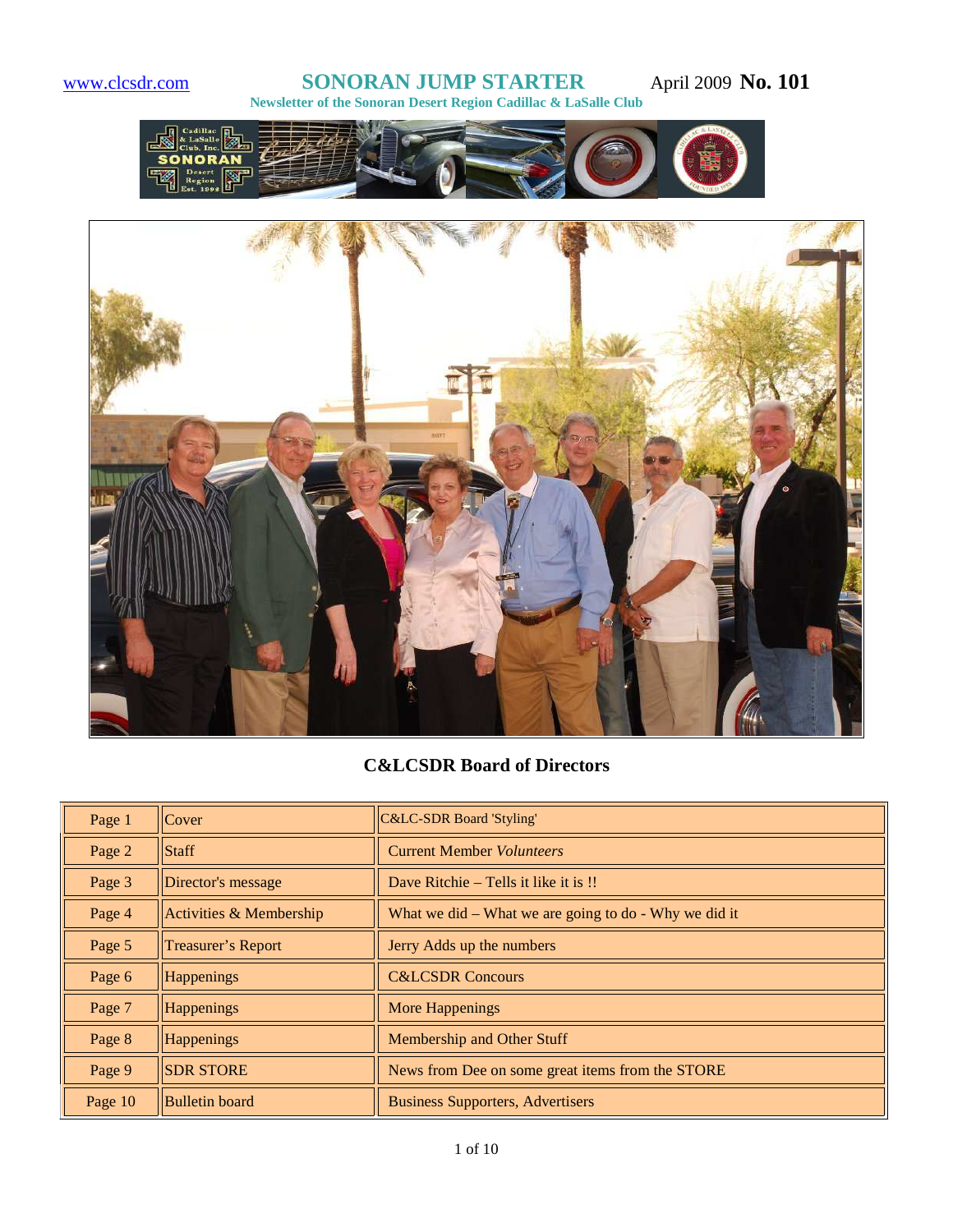www.clcsdr.com

# SONORAN JUMP STARTER

April 2009 **No. 101**

**Newsletter of the Sonoran Desert Region Cadillac & LaSalle Club**

**C&LCSDR Board of Directors**

| | | |
|---|---|---|
| Page 1 | Cover | C&LC-SDR Board 'Styling' |
| Page 2 | Staff | Current Member *Volunteers* |
| Page 3 | Director's message | Dave Ritchie – Tells it like it is !! |
| Page 4 | Activities & Membership | What we did – What we are going to do - Why we did it |
| Page 5 | Treasurer's Report | Jerry Adds up the numbers |
| Page 6 | Happenings | C&LCSDR Concours |
| Page 7 | Happenings | More Happenings |
| Page 8 | Happenings | Membership and Other Stuff |
| Page 9 | SDR STORE | News from Dee on some great items from the STORE |
| Page 10 | Bulletin board | Business Supporters, Advertisers |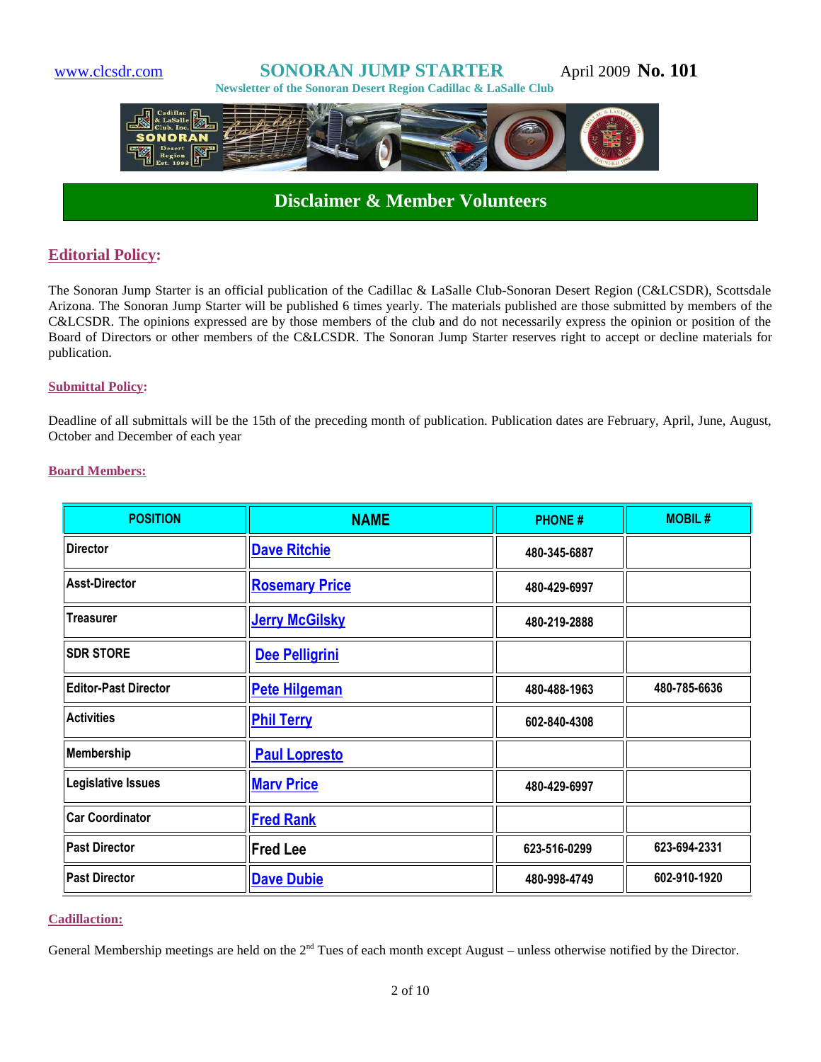www.clcsdr.com **SONORAN JUMP STARTER** April 2009 **No. 101**

**Newsletter of the Sonoran Desert Region Cadillac & LaSalle Club**

## Disclaimer & Member Volunteers

### Editorial Policy:

The Sonoran Jump Starter is an official publication of the Cadillac & LaSalle Club-Sonoran Desert Region (C&LCSDR), Scottsdale Arizona. The Sonoran Jump Starter will be published 6 times yearly. The materials published are those submitted by members of the C&LCSDR. The opinions expressed are by those members of the club and do not necessarily express the opinion or position of the Board of Directors or other members of the C&LCSDR. The Sonoran Jump Starter reserves right to accept or decline materials for publication.

#### Submittal Policy:

Deadline of all submittals will be the 15th of the preceding month of publication. Publication dates are February, April, June, August, October and December of each year

#### Board Members:

| POSITION | NAME | PHONE # | MOBIL # |
|---|---|---|---|
| Director | Dave Ritchie | 480-345-6887 | |
| Asst-Director | Rosemary Price | 480-429-6997 | |
| Treasurer | Jerry McGilsky | 480-219-2888 | |
| SDR STORE | Dee Pelligrini | | |
| Editor-Past Director | Pete Hilgeman | 480-488-1963 | 480-785-6636 |
| Activities | Phil Terry | 602-840-4308 | |
| Membership | Paul Lopresto | | |
| Legislative Issues | Marv Price | 480-429-6997 | |
| Car Coordinator | Fred Rank | | |
| Past Director | Fred Lee | 623-516-0299 | 623-694-2331 |
| Past Director | Dave Dubie | 480-998-4749 | 602-910-1920 |

#### Cadillaction:

General Membership meetings are held on the 2nd Tues of each month except August – unless otherwise notified by the Director.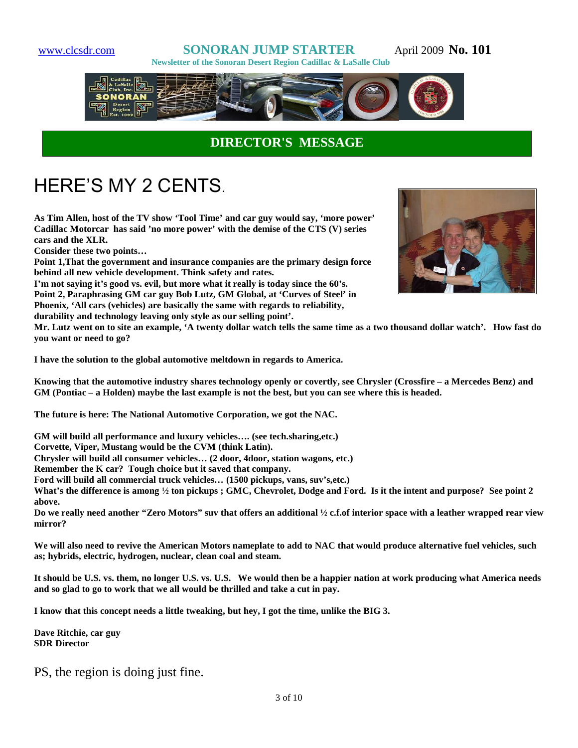www.clcsdr.com **SONORAN JUMP STARTER** April 2009 **No. 101**

**Newsletter of the Sonoran Desert Region Cadillac & LaSalle Club**

## DIRECTOR'S MESSAGE

# HERE'S MY 2 CENTS.

**As Tim Allen, host of the TV show 'Tool Time' and car guy would say, 'more power' Cadillac Motorcar has said 'no more power' with the demise of the CTS (V) series cars and the XLR.**

**Consider these two points…**

**Point 1,That the government and insurance companies are the primary design force behind all new vehicle development. Think safety and rates.**

**I'm not saying it's good vs. evil, but more what it really is today since the 60's.**

**Point 2, Paraphrasing GM car guy Bob Lutz, GM Global, at 'Curves of Steel' in Phoenix, 'All cars (vehicles) are basically the same with regards to reliability, durability and technology leaving only style as our selling point'.**

**Mr. Lutz went on to site an example, 'A twenty dollar watch tells the same time as a two thousand dollar watch'. How fast do you want or need to go?**

**I have the solution to the global automotive meltdown in regards to America.**

**Knowing that the automotive industry shares technology openly or covertly, see Chrysler (Crossfire – a Mercedes Benz) and GM (Pontiac – a Holden) maybe the last example is not the best, but you can see where this is headed.**

**The future is here: The National Automotive Corporation, we got the NAC.**

**GM will build all performance and luxury vehicles…. (see tech.sharing,etc.)**

**Corvette, Viper, Mustang would be the CVM (think Latin).**

**Chrysler will build all consumer vehicles… (2 door, 4door, station wagons, etc.)**

**Remember the K car? Tough choice but it saved that company.**

**Ford will build all commercial truck vehicles… (1500 pickups, vans, suv's,etc.)**

**What's the difference is among ½ ton pickups ; GMC, Chevrolet, Dodge and Ford. Is it the intent and purpose? See point 2 above.**

**Do we really need another "Zero Motors" suv that offers an additional ½ c.f.of interior space with a leather wrapped rear view mirror?**

**We will also need to revive the American Motors nameplate to add to NAC that would produce alternative fuel vehicles, such as; hybrids, electric, hydrogen, nuclear, clean coal and steam.**

**It should be U.S. vs. them, no longer U.S. vs. U.S. We would then be a happier nation at work producing what America needs and so glad to go to work that we all would be thrilled and take a cut in pay.**

**I know that this concept needs a little tweaking, but hey, I got the time, unlike the BIG 3.**

**Dave Ritchie, car guy**
**SDR Director**

PS, the region is doing just fine.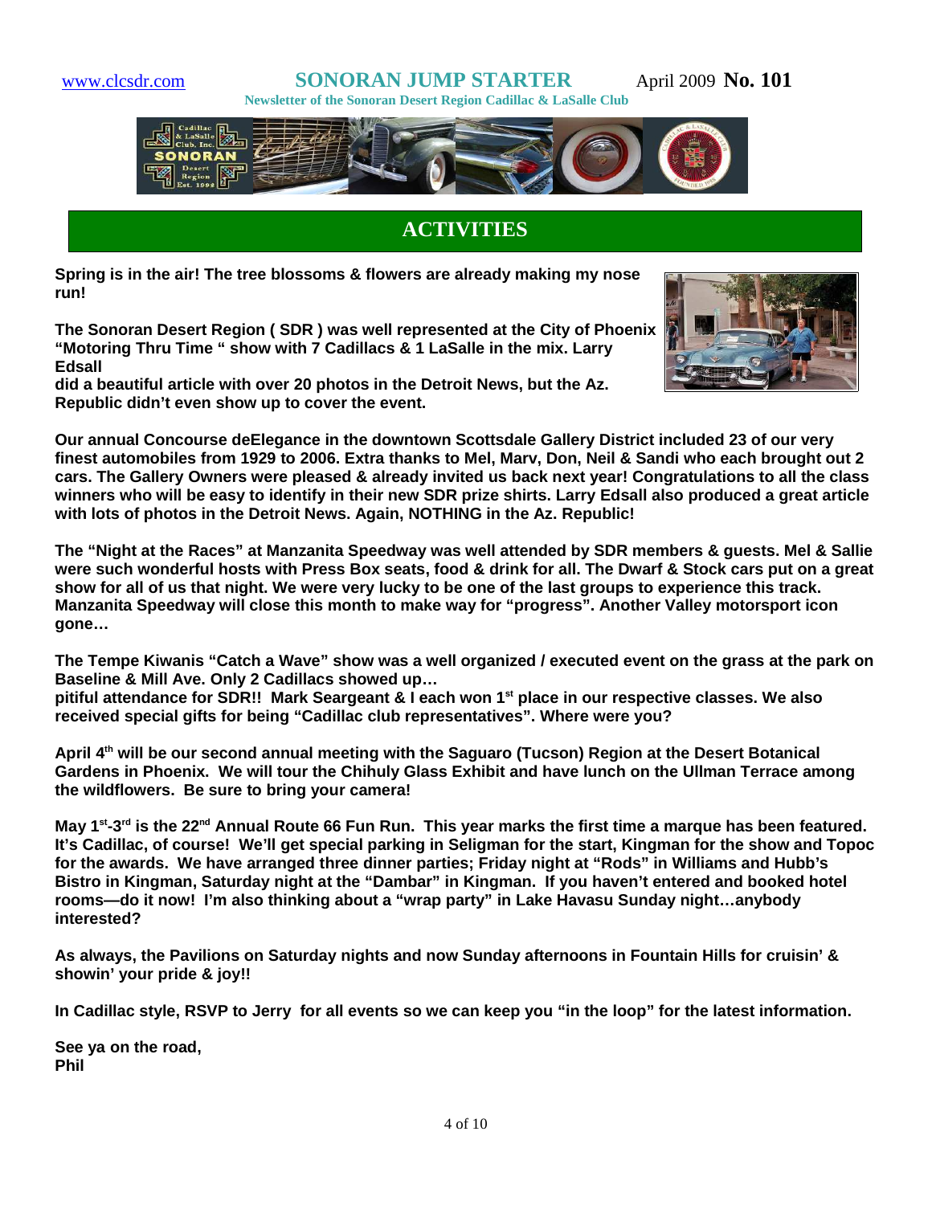www.clcsdr.com **SONORAN JUMP STARTER** April 2009 **No. 101**

**Newsletter of the Sonoran Desert Region Cadillac & LaSalle Club**

## ACTIVITIES

**Spring is in the air! The tree blossoms & flowers are already making my nose run!**

**The Sonoran Desert Region ( SDR ) was well represented at the City of Phoenix "Motoring Thru Time " show with 7 Cadillacs & 1 LaSalle in the mix. Larry Edsall did a beautiful article with over 20 photos in the Detroit News, but the Az. Republic didn't even show up to cover the event.**

**Our annual Concourse deElegance in the downtown Scottsdale Gallery District included 23 of our very finest automobiles from 1929 to 2006. Extra thanks to Mel, Marv, Don, Neil & Sandi who each brought out 2 cars. The Gallery Owners were pleased & already invited us back next year! Congratulations to all the class winners who will be easy to identify in their new SDR prize shirts. Larry Edsall also produced a great article with lots of photos in the Detroit News. Again, NOTHING in the Az. Republic!**

**The "Night at the Races" at Manzanita Speedway was well attended by SDR members & guests. Mel & Sallie were such wonderful hosts with Press Box seats, food & drink for all. The Dwarf & Stock cars put on a great show for all of us that night. We were very lucky to be one of the last groups to experience this track. Manzanita Speedway will close this month to make way for "progress". Another Valley motorsport icon gone…**

**The Tempe Kiwanis "Catch a Wave" show was a well organized / executed event on the grass at the park on Baseline & Mill Ave. Only 2 Cadillacs showed up… pitiful attendance for SDR!! Mark Seargeant & I each won 1st place in our respective classes. We also received special gifts for being "Cadillac club representatives". Where were you?**

**April 4th will be our second annual meeting with the Saguaro (Tucson) Region at the Desert Botanical Gardens in Phoenix. We will tour the Chihuly Glass Exhibit and have lunch on the Ullman Terrace among the wildflowers. Be sure to bring your camera!**

**May 1st-3rd is the 22nd Annual Route 66 Fun Run. This year marks the first time a marque has been featured. It's Cadillac, of course! We'll get special parking in Seligman for the start, Kingman for the show and Topoc for the awards. We have arranged three dinner parties; Friday night at "Rods" in Williams and Hubb's Bistro in Kingman, Saturday night at the "Dambar" in Kingman. If you haven't entered and booked hotel rooms—do it now! I'm also thinking about a "wrap party" in Lake Havasu Sunday night…anybody interested?**

**As always, the Pavilions on Saturday nights and now Sunday afternoons in Fountain Hills for cruisin' & showin' your pride & joy!!**

**In Cadillac style, RSVP to Jerry for all events so we can keep you "in the loop" for the latest information.**

**See ya on the road,**
**Phil**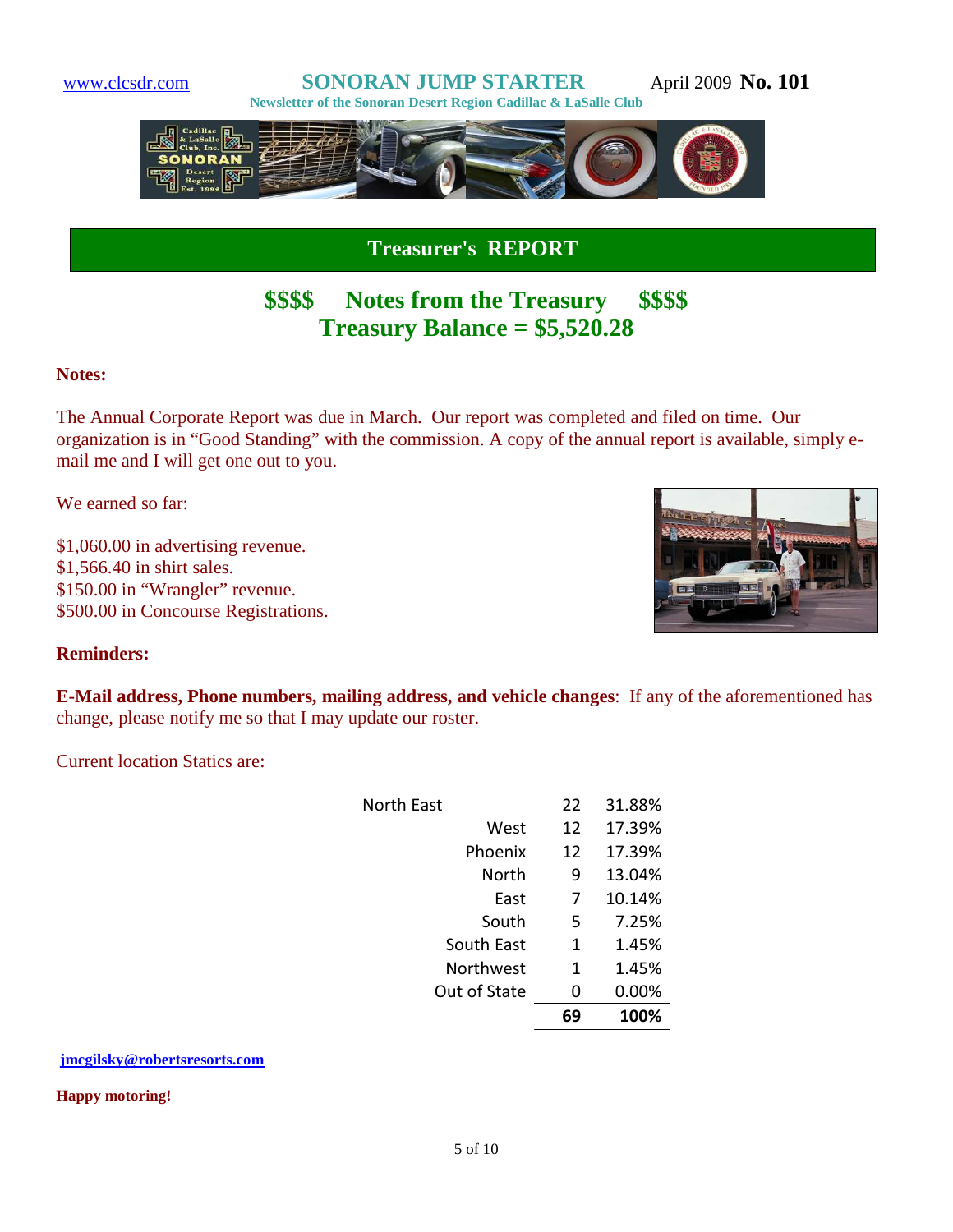www.clcsdr.com **SONORAN JUMP STARTER** April 2009 **No. 101**

**Newsletter of the Sonoran Desert Region Cadillac & LaSalle Club**

## Treasurer's REPORT

## $$$$ Notes from the Treasury $$$$
## Treasury Balance = $5,520.28

**Notes:**

The Annual Corporate Report was due in March. Our report was completed and filed on time. Our organization is in "Good Standing" with the commission. A copy of the annual report is available, simply e-mail me and I will get one out to you.

We earned so far:

$1,060.00 in advertising revenue.
$1,566.40 in shirt sales.
$150.00 in "Wrangler" revenue.
$500.00 in Concourse Registrations.

**Reminders:**

**E-Mail address, Phone numbers, mailing address, and vehicle changes**: If any of the aforementioned has change, please notify me so that I may update our roster.

Current location Statics are:

| Location | Count | Percent |
|---|---|---|
| North East | 22 | 31.88% |
| West | 12 | 17.39% |
| Phoenix | 12 | 17.39% |
| North | 9 | 13.04% |
| East | 7 | 10.14% |
| South | 5 | 7.25% |
| South East | 1 | 1.45% |
| Northwest | 1 | 1.45% |
| Out of State | 0 | 0.00% |
| | **69** | **100%** |

**jmcgilsky@robertsresorts.com**

**Happy motoring!**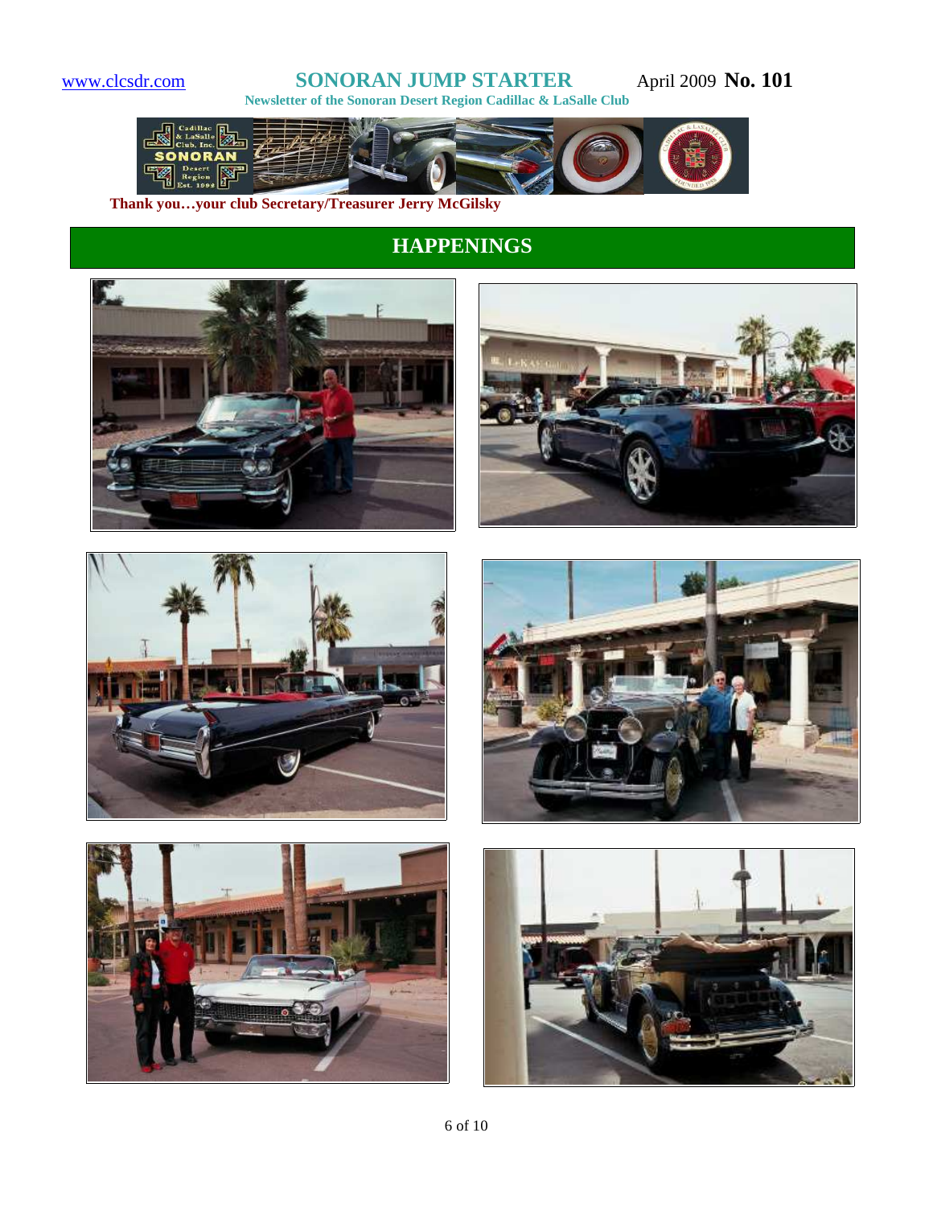www.clcsdr.com **SONORAN JUMP STARTER** April 2009 **No. 101**

**Newsletter of the Sonoran Desert Region Cadillac & LaSalle Club**

**Thank you…your club Secretary/Treasurer Jerry McGilsky**

## HAPPENINGS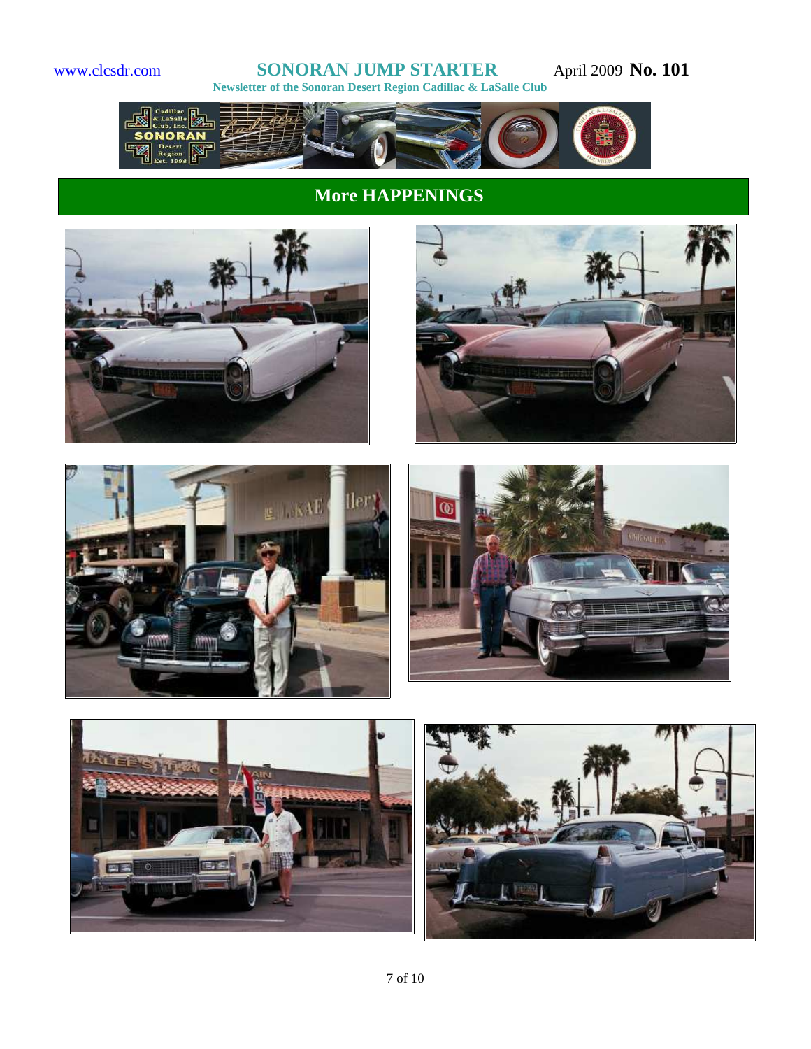# More HAPPENINGS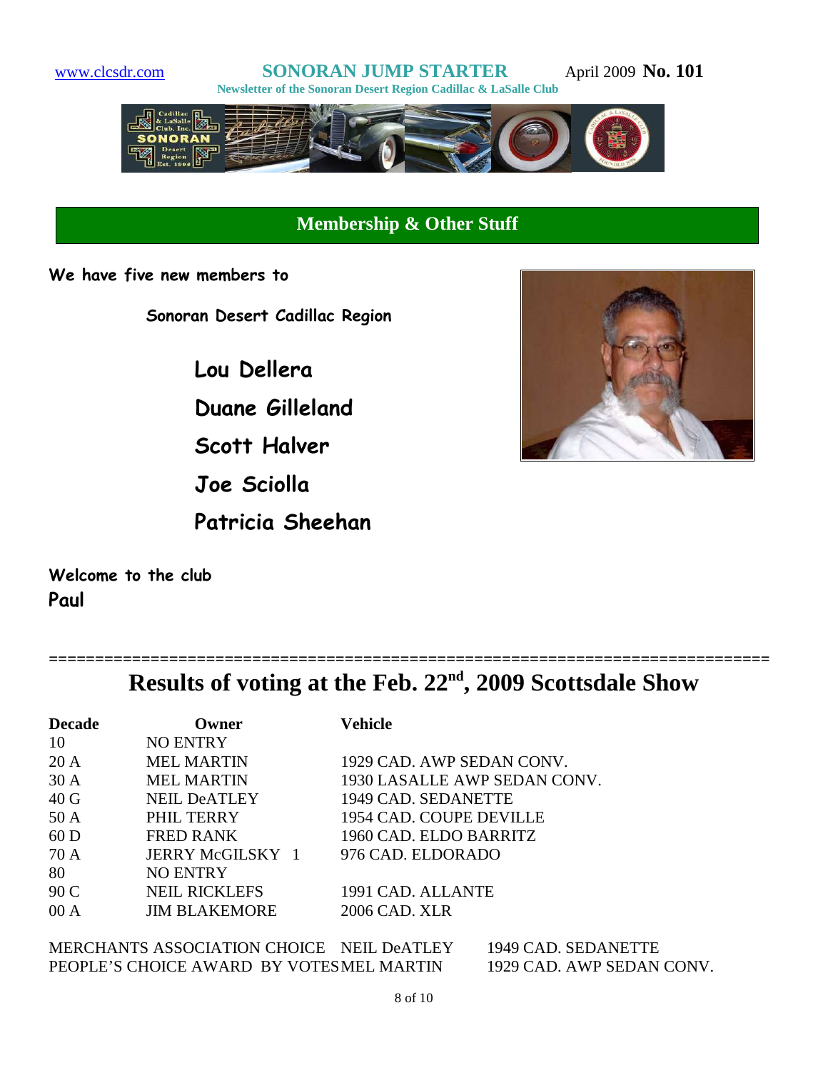www.clcsdr.com **SONORAN JUMP STARTER** April 2009 **No. 101**

**Newsletter of the Sonoran Desert Region Cadillac & LaSalle Club**

## Membership & Other Stuff

**We have five new members to**

**Sonoran Desert Cadillac Region**

**Lou Dellera**

**Duane Gilleland**

**Scott Halver**

**Joe Sciolla**

**Patricia Sheehan**

**Welcome to the club**

**Paul**

==============================================================================

# Results of voting at the Feb. 22nd, 2009 Scottsdale Show

| Decade | Owner | Vehicle |
|---|---|---|
| 10 | NO ENTRY | |
| 20 A | MEL MARTIN | 1929 CAD. AWP SEDAN CONV. |
| 30 A | MEL MARTIN | 1930 LASALLE AWP SEDAN CONV. |
| 40 G | NEIL DeATLEY | 1949 CAD. SEDANETTE |
| 50 A | PHIL TERRY | 1954 CAD. COUPE DEVILLE |
| 60 D | FRED RANK | 1960 CAD. ELDO BARRITZ |
| 70 A | JERRY McGILSKY 1 | 976 CAD. ELDORADO |
| 80 | NO ENTRY | |
| 90 C | NEIL RICKLEFS | 1991 CAD. ALLANTE |
| 00 A | JIM BLAKEMORE | 2006 CAD. XLR |

| | | |
|---|---|---|
| MERCHANTS ASSOCIATION CHOICE | NEIL DeATLEY | 1949 CAD. SEDANETTE |
| PEOPLE'S CHOICE AWARD BY VOTES | MEL MARTIN | 1929 CAD. AWP SEDAN CONV. |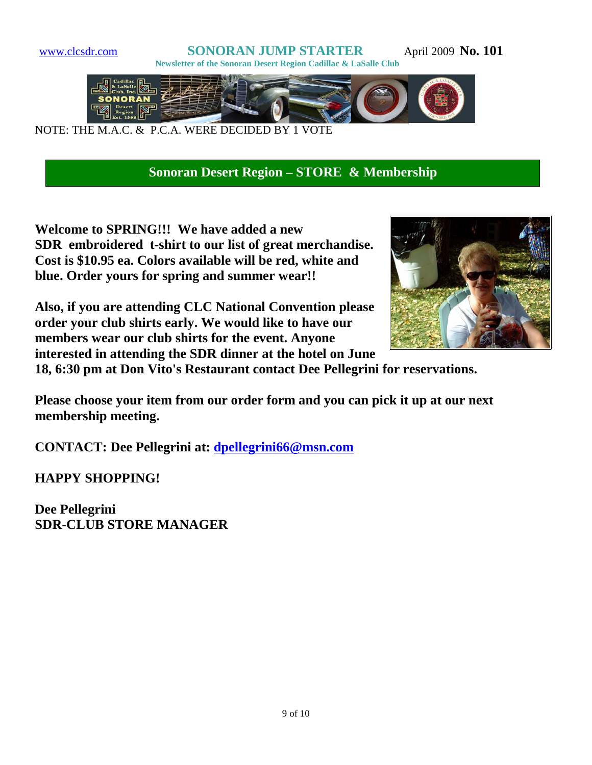NOTE: THE M.A.C. & P.C.A. WERE DECIDED BY 1 VOTE

## Sonoran Desert Region – STORE & Membership

**Welcome to SPRING!!! We have added a new SDR embroidered t-shirt to our list of great merchandise. Cost is $10.95 ea. Colors available will be red, white and blue. Order yours for spring and summer wear!!**

**Also, if you are attending CLC National Convention please order your club shirts early. We would like to have our members wear our club shirts for the event. Anyone interested in attending the SDR dinner at the hotel on June 18, 6:30 pm at Don Vito's Restaurant contact Dee Pellegrini for reservations.**

**Please choose your item from our order form and you can pick it up at our next membership meeting.**

**CONTACT: Dee Pellegrini at: dpellegrini66@msn.com**

**HAPPY SHOPPING!**

**Dee Pellegrini**
**SDR-CLUB STORE MANAGER**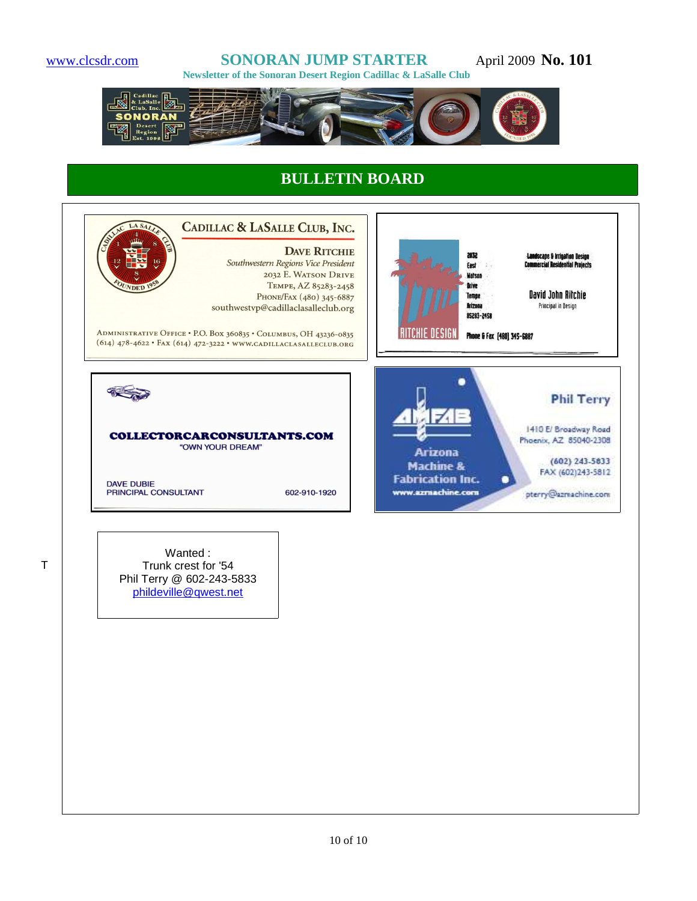## BULLETIN BOARD

**CADILLAC & LASALLE CLUB, INC.**

**DAVE RITCHIE**
*Southwestern Regions Vice President*
2032 E. Watson Drive
Tempe, AZ 85283-2458
Phone/Fax (480) 345-6887
southwestvp@cadillaclasalleclub.org

Administrative Office • P.O. Box 360835 • Columbus, OH 43236-0835
(614) 478-4622 • Fax (614) 472-3222 • www.cadillaclasalleclub.org

---

RITCHIE DESIGN

2032 East Watson Drive
Tempe Arizona 85283-2458

Landscape & Irrigation Design
Commercial Residential Projects

David John Ritchie
Principal in Design

Phone & Fax (480) 345-6887

---

**COLLECTORCARCONSULTANTS.COM**
"OWN YOUR DREAM"

DAVE DUBIE
PRINCIPAL CONSULTANT
602-910-1920

---

AMFAB
Arizona Machine & Fabrication Inc.
www.azmachine.com

**Phil Terry**
1410 E/ Broadway Road
Phoenix, AZ 85040-2308
(602) 243-5833
FAX (602)243-5812
pterry@azmachine.com

---

Wanted :
Trunk crest for '54
Phil Terry @ 602-243-5833
phildeville@qwest.net

T